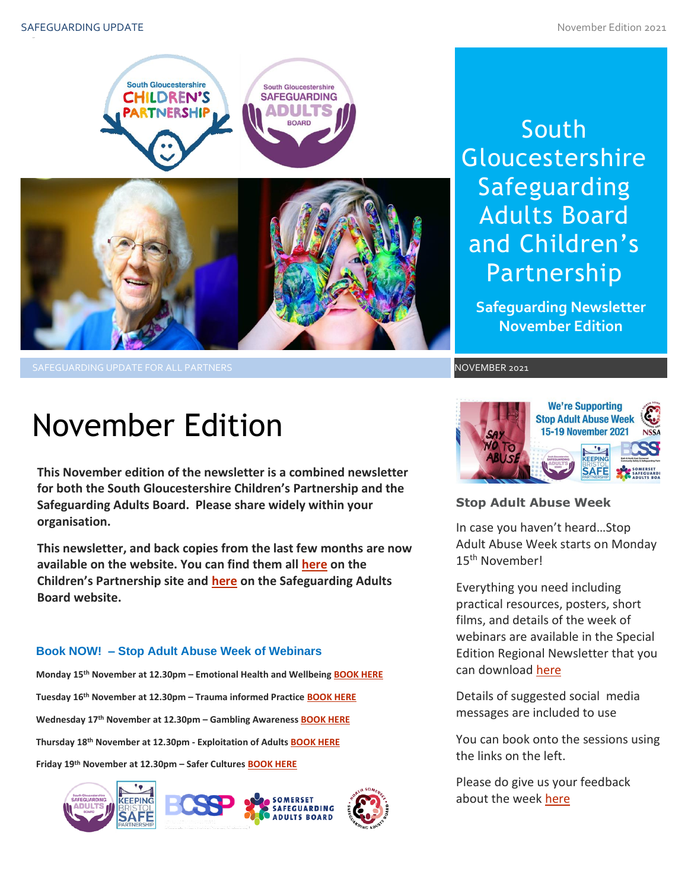# South Gloucestershire Safeguarding Adults Board and Children's Partnership

**Safeguarding Newsletter November Edition**

SAFEGUARDING UPDATE FOR ALL PARTNERS

NOVEMBER 2021

# November Edition

**This November edition of the newsletter is a combined newsletter for both the South Gloucestershire Children's Partnership and the Safeguarding Adults Board. Please share widely within your organisation.**

**This newsletter, and back copies from the last few months are now available on the website. You can find them all here on the Children's Partnership site and here on the Safeguarding Adults Board website.**

### Book NOW! – Stop Adult Abuse Week of Webinars

**Monday 15th November at 12.30pm – Emotional Health and Wellbeing BOOK HERE**

**Tuesday 16th November at 12.30pm – Trauma informed Practice BOOK HERE**

**Wednesday 17th November at 12.30pm – Gambling Awareness BOOK HERE**

**Thursday 18th November at 12.30pm - Exploitation of Adults BOOK HERE**

**Friday 19th November at 12.30pm – Safer Cultures BOOK HERE**

### Stop Adult Abuse Week

In case you haven't heard…Stop Adult Abuse Week starts on Monday 15th November!

Everything you need including practical resources, posters, short films, and details of the week of webinars are available in the Special Edition Regional Newsletter that you can download here

Details of suggested social media messages are included to use

You can book onto the sessions using the links on the left.

Please do give us your feedback about the week here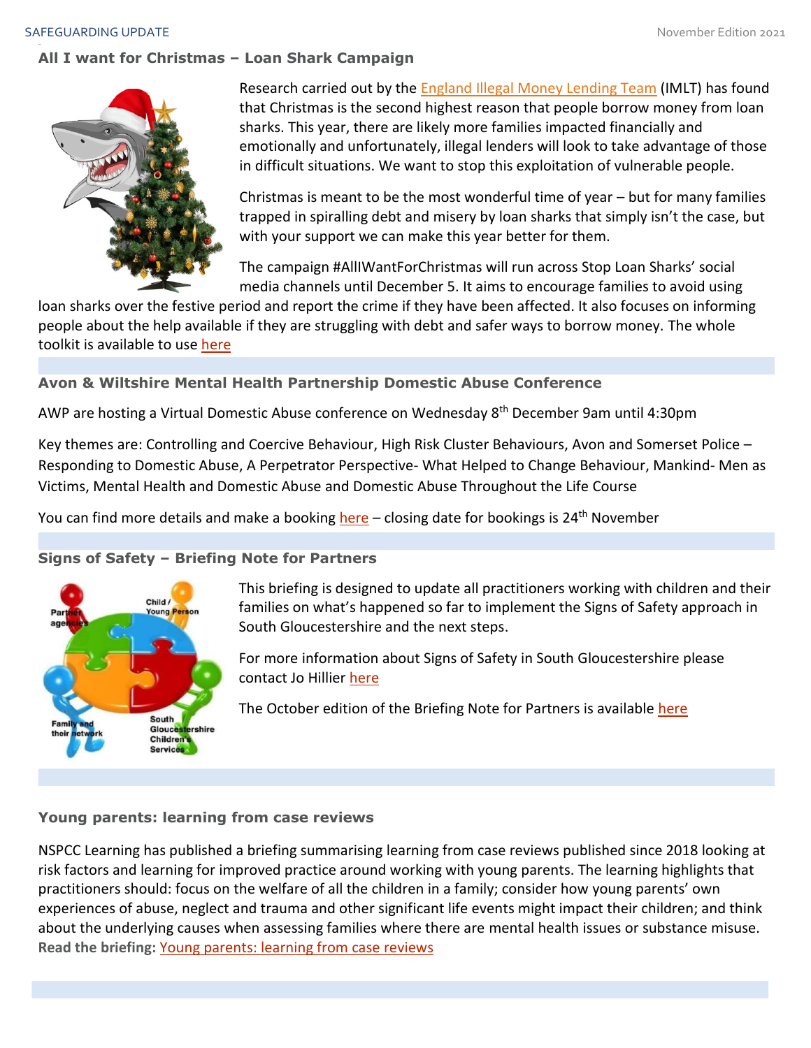## All I want for Christmas – Loan Shark Campaign

Research carried out by the England Illegal Money Lending Team (IMLT) has found that Christmas is the second highest reason that people borrow money from loan sharks. This year, there are likely more families impacted financially and emotionally and unfortunately, illegal lenders will look to take advantage of those in difficult situations. We want to stop this exploitation of vulnerable people.

Christmas is meant to be the most wonderful time of year – but for many families trapped in spiralling debt and misery by loan sharks that simply isn't the case, but with your support we can make this year better for them.

The campaign #AllIWantForChristmas will run across Stop Loan Sharks' social media channels until December 5. It aims to encourage families to avoid using loan sharks over the festive period and report the crime if they have been affected. It also focuses on informing people about the help available if they are struggling with debt and safer ways to borrow money. The whole toolkit is available to use here

## Avon & Wiltshire Mental Health Partnership Domestic Abuse Conference

AWP are hosting a Virtual Domestic Abuse conference on Wednesday 8th December 9am until 4:30pm

Key themes are: Controlling and Coercive Behaviour, High Risk Cluster Behaviours, Avon and Somerset Police – Responding to Domestic Abuse, A Perpetrator Perspective- What Helped to Change Behaviour, Mankind- Men as Victims, Mental Health and Domestic Abuse and Domestic Abuse Throughout the Life Course

You can find more details and make a booking here – closing date for bookings is 24th November

## Signs of Safety – Briefing Note for Partners

This briefing is designed to update all practitioners working with children and their families on what's happened so far to implement the Signs of Safety approach in South Gloucestershire and the next steps.

For more information about Signs of Safety in South Gloucestershire please contact Jo Hillier here

The October edition of the Briefing Note for Partners is available here

## Young parents: learning from case reviews

NSPCC Learning has published a briefing summarising learning from case reviews published since 2018 looking at risk factors and learning for improved practice around working with young parents. The learning highlights that practitioners should: focus on the welfare of all the children in a family; consider how young parents' own experiences of abuse, neglect and trauma and other significant life events might impact their children; and think about the underlying causes when assessing families where there are mental health issues or substance misuse.

**Read the briefing:** Young parents: learning from case reviews